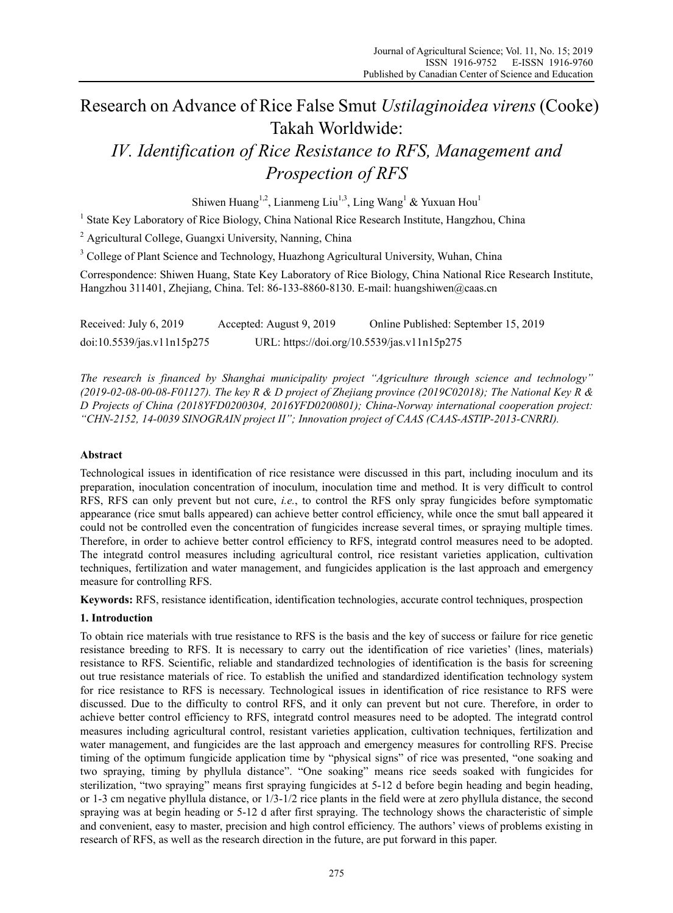# Research on Advance of Rice False Smut *Ustilaginoidea virens* (Cooke) Takah Worldwide:

## *IV. Identification of Rice Resistance to RFS, Management and Prospection of RFS*

Shiwen Huang[1,2], Lianmeng Liu[1,3], Ling Wang[1] & Yuxuan Hou[1]

[1] State Key Laboratory of Rice Biology, China National Rice Research Institute, Hangzhou, China

[2] Agricultural College, Guangxi University, Nanning, China

[3] College of Plant Science and Technology, Huazhong Agricultural University, Wuhan, China

Correspondence: Shiwen Huang, State Key Laboratory of Rice Biology, China National Rice Research Institute, Hangzhou 311401, Zhejiang, China. Tel: 86-133-8860-8130. E-mail: huangshiwen@caas.cn

Received: July 6, 2019  Accepted: August 9, 2019  Online Published: September 15, 2019

doi:10.5539/jas.v11n15p275  URL: https://doi.org/10.5539/jas.v11n15p275

*The research is financed by Shanghai municipality project "Agriculture through science and technology" (2019-02-08-00-08-F01127). The key R & D project of Zhejiang province (2019C02018); The National Key R & D Projects of China (2018YFD0200304, 2016YFD0200801); China-Norway international cooperation project: "CHN-2152, 14-0039 SINOGRAIN project II"; Innovation project of CAAS (CAAS-ASTIP-2013-CNRRI).*

**Abstract**

Technological issues in identification of rice resistance were discussed in this part, including inoculum and its preparation, inoculation concentration of inoculum, inoculation time and method. It is very difficult to control RFS, RFS can only prevent but not cure, *i.e.*, to control the RFS only spray fungicides before symptomatic appearance (rice smut balls appeared) can achieve better control efficiency, while once the smut ball appeared it could not be controlled even the concentration of fungicides increase several times, or spraying multiple times. Therefore, in order to achieve better control efficiency to RFS, integratd control measures need to be adopted. The integratd control measures including agricultural control, rice resistant varieties application, cultivation techniques, fertilization and water management, and fungicides application is the last approach and emergency measure for controlling RFS.

**Keywords:** RFS, resistance identification, identification technologies, accurate control techniques, prospection

## 1. Introduction

To obtain rice materials with true resistance to RFS is the basis and the key of success or failure for rice genetic resistance breeding to RFS. It is necessary to carry out the identification of rice varieties' (lines, materials) resistance to RFS. Scientific, reliable and standardized technologies of identification is the basis for screening out true resistance materials of rice. To establish the unified and standardized identification technology system for rice resistance to RFS is necessary. Technological issues in identification of rice resistance to RFS were discussed. Due to the difficulty to control RFS, and it only can prevent but not cure. Therefore, in order to achieve better control efficiency to RFS, integratd control measures need to be adopted. The integratd control measures including agricultural control, resistant varieties application, cultivation techniques, fertilization and water management, and fungicides are the last approach and emergency measures for controlling RFS. Precise timing of the optimum fungicide application time by "physical signs" of rice was presented, "one soaking and two spraying, timing by phyllula distance". "One soaking" means rice seeds soaked with fungicides for sterilization, "two spraying" means first spraying fungicides at 5-12 d before begin heading and begin heading, or 1-3 cm negative phyllula distance, or 1/3-1/2 rice plants in the field were at zero phyllula distance, the second spraying was at begin heading or 5-12 d after first spraying. The technology shows the characteristic of simple and convenient, easy to master, precision and high control efficiency. The authors' views of problems existing in research of RFS, as well as the research direction in the future, are put forward in this paper.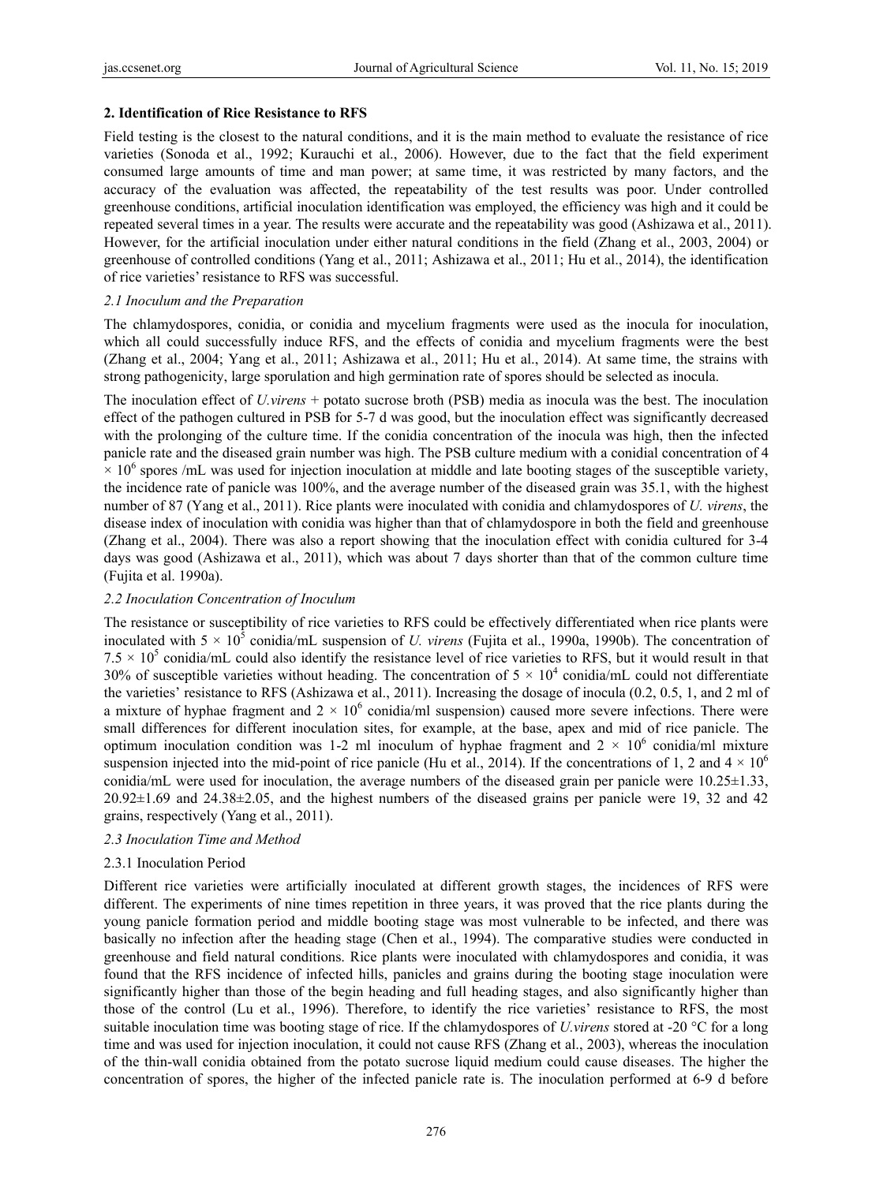## 2. Identification of Rice Resistance to RFS

Field testing is the closest to the natural conditions, and it is the main method to evaluate the resistance of rice varieties (Sonoda et al., 1992; Kurauchi et al., 2006). However, due to the fact that the field experiment consumed large amounts of time and man power; at same time, it was restricted by many factors, and the accuracy of the evaluation was affected, the repeatability of the test results was poor. Under controlled greenhouse conditions, artificial inoculation identification was employed, the efficiency was high and it could be repeated several times in a year. The results were accurate and the repeatability was good (Ashizawa et al., 2011). However, for the artificial inoculation under either natural conditions in the field (Zhang et al., 2003, 2004) or greenhouse of controlled conditions (Yang et al., 2011; Ashizawa et al., 2011; Hu et al., 2014), the identification of rice varieties' resistance to RFS was successful.

### 2.1 Inoculum and the Preparation

The chlamydospores, conidia, or conidia and mycelium fragments were used as the inocula for inoculation, which all could successfully induce RFS, and the effects of conidia and mycelium fragments were the best (Zhang et al., 2004; Yang et al., 2011; Ashizawa et al., 2011; Hu et al., 2014). At same time, the strains with strong pathogenicity, large sporulation and high germination rate of spores should be selected as inocula.

The inoculation effect of *U.virens* + potato sucrose broth (PSB) media as inocula was the best. The inoculation effect of the pathogen cultured in PSB for 5-7 d was good, but the inoculation effect was significantly decreased with the prolonging of the culture time. If the conidia concentration of the inocula was high, then the infected panicle rate and the diseased grain number was high. The PSB culture medium with a conidial concentration of 4 $\times 10^6$ spores /mL was used for injection inoculation at middle and late booting stages of the susceptible variety, the incidence rate of panicle was 100%, and the average number of the diseased grain was 35.1, with the highest number of 87 (Yang et al., 2011). Rice plants were inoculated with conidia and chlamydospores of *U. virens*, the disease index of inoculation with conidia was higher than that of chlamydospore in both the field and greenhouse (Zhang et al., 2004). There was also a report showing that the inoculation effect with conidia cultured for 3-4 days was good (Ashizawa et al., 2011), which was about 7 days shorter than that of the common culture time (Fujita et al. 1990a).

### 2.2 Inoculation Concentration of Inoculum

The resistance or susceptibility of rice varieties to RFS could be effectively differentiated when rice plants were inoculated with $5 \times 10^5$ conidia/mL suspension of *U. virens* (Fujita et al., 1990a, 1990b). The concentration of $7.5 \times 10^5$ conidia/mL could also identify the resistance level of rice varieties to RFS, but it would result in that 30% of susceptible varieties without heading. The concentration of $5 \times 10^4$ conidia/mL could not differentiate the varieties' resistance to RFS (Ashizawa et al., 2011). Increasing the dosage of inocula (0.2, 0.5, 1, and 2 ml of a mixture of hyphae fragment and $2 \times 10^6$ conidia/ml suspension) caused more severe infections. There were small differences for different inoculation sites, for example, at the base, apex and mid of rice panicle. The optimum inoculation condition was 1-2 ml inoculum of hyphae fragment and $2 \times 10^6$ conidia/ml mixture suspension injected into the mid-point of rice panicle (Hu et al., 2014). If the concentrations of 1, 2 and $4 \times 10^6$ conidia/mL were used for inoculation, the average numbers of the diseased grain per panicle were $10.25 \pm 1.33$, $20.92 \pm 1.69$ and $24.38 \pm 2.05$, and the highest numbers of the diseased grains per panicle were 19, 32 and 42 grains, respectively (Yang et al., 2011).

### 2.3 Inoculation Time and Method

#### 2.3.1 Inoculation Period

Different rice varieties were artificially inoculated at different growth stages, the incidences of RFS were different. The experiments of nine times repetition in three years, it was proved that the rice plants during the young panicle formation period and middle booting stage was most vulnerable to be infected, and there was basically no infection after the heading stage (Chen et al., 1994). The comparative studies were conducted in greenhouse and field natural conditions. Rice plants were inoculated with chlamydospores and conidia, it was found that the RFS incidence of infected hills, panicles and grains during the booting stage inoculation were significantly higher than those of the begin heading and full heading stages, and also significantly higher than those of the control (Lu et al., 1996). Therefore, to identify the rice varieties' resistance to RFS, the most suitable inoculation time was booting stage of rice. If the chlamydospores of *U.virens* stored at -20 °C for a long time and was used for injection inoculation, it could not cause RFS (Zhang et al., 2003), whereas the inoculation of the thin-wall conidia obtained from the potato sucrose liquid medium could cause diseases. The higher the concentration of spores, the higher of the infected panicle rate is. The inoculation performed at 6-9 d before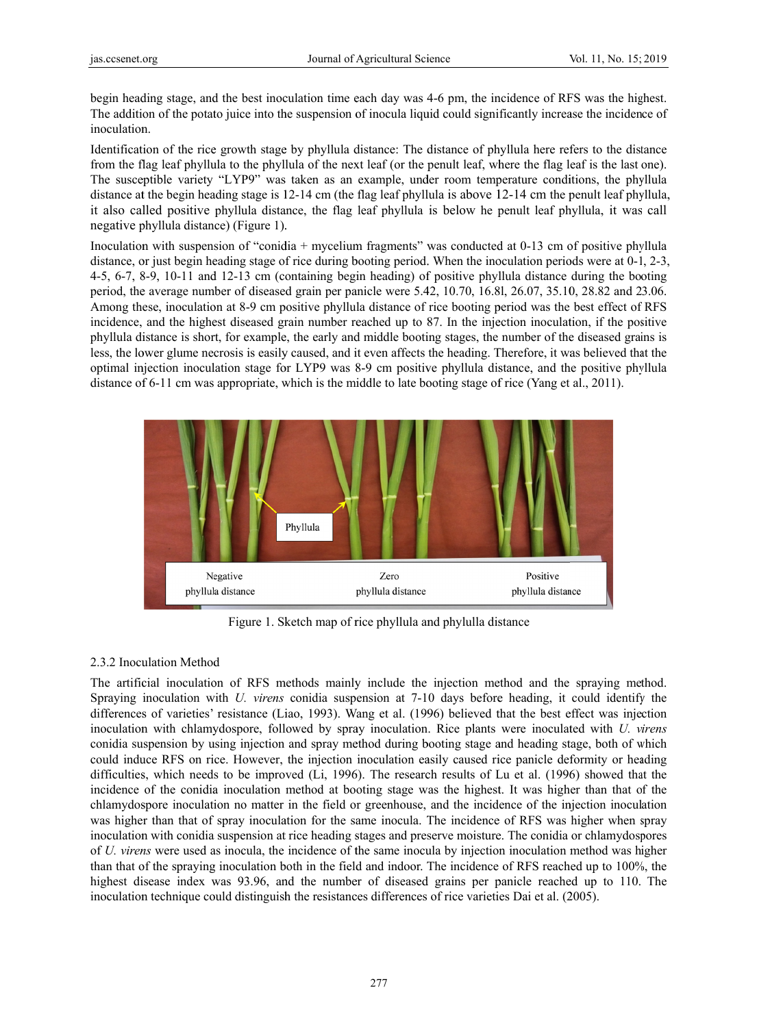begin heading stage, and the best inoculation time each day was 4-6 pm, the incidence of RFS was the highest. The addition of the potato juice into the suspension of inocula liquid could significantly increase the incidence of inoculation.

Identification of the rice growth stage by phyllula distance: The distance of phyllula here refers to the distance from the flag leaf phyllula to the phyllula of the next leaf (or the penult leaf, where the flag leaf is the last one). The susceptible variety "LYP9" was taken as an example, under room temperature conditions, the phyllula distance at the begin heading stage is 12-14 cm (the flag leaf phyllula is above 12-14 cm the penult leaf phyllula, it also called positive phyllula distance, the flag leaf phyllula is below he penult leaf phyllula, it was call negative phyllula distance) (Figure 1).

Inoculation with suspension of "conidia + mycelium fragments" was conducted at 0-13 cm of positive phyllula distance, or just begin heading stage of rice during booting period. When the inoculation periods were at 0-1, 2-3, 4-5, 6-7, 8-9, 10-11 and 12-13 cm (containing begin heading) of positive phyllula distance during the booting period, the average number of diseased grain per panicle were 5.42, 10.70, 16.8l, 26.07, 35.10, 28.82 and 23.06. Among these, inoculation at 8-9 cm positive phyllula distance of rice booting period was the best effect of RFS incidence, and the highest diseased grain number reached up to 87. In the injection inoculation, if the positive phyllula distance is short, for example, the early and middle booting stages, the number of the diseased grains is less, the lower glume necrosis is easily caused, and it even affects the heading. Therefore, it was believed that the optimal injection inoculation stage for LYP9 was 8-9 cm positive phyllula distance, and the positive phyllula distance of 6-11 cm was appropriate, which is the middle to late booting stage of rice (Yang et al., 2011).

Figure 1. Sketch map of rice phyllula and phylulla distance

### 2.3.2 Inoculation Method

The artificial inoculation of RFS methods mainly include the injection method and the spraying method. Spraying inoculation with *U. virens* conidia suspension at 7-10 days before heading, it could identify the differences of varieties' resistance (Liao, 1993). Wang et al. (1996) believed that the best effect was injection inoculation with chlamydospore, followed by spray inoculation. Rice plants were inoculated with *U. virens* conidia suspension by using injection and spray method during booting stage and heading stage, both of which could induce RFS on rice. However, the injection inoculation easily caused rice panicle deformity or heading difficulties, which needs to be improved (Li, 1996). The research results of Lu et al. (1996) showed that the incidence of the conidia inoculation method at booting stage was the highest. It was higher than that of the chlamydospore inoculation no matter in the field or greenhouse, and the incidence of the injection inoculation was higher than that of spray inoculation for the same inocula. The incidence of RFS was higher when spray inoculation with conidia suspension at rice heading stages and preserve moisture. The conidia or chlamydospores of *U. virens* were used as inocula, the incidence of the same inocula by injection inoculation method was higher than that of the spraying inoculation both in the field and indoor. The incidence of RFS reached up to 100%, the highest disease index was 93.96, and the number of diseased grains per panicle reached up to 110. The inoculation technique could distinguish the resistances differences of rice varieties Dai et al. (2005).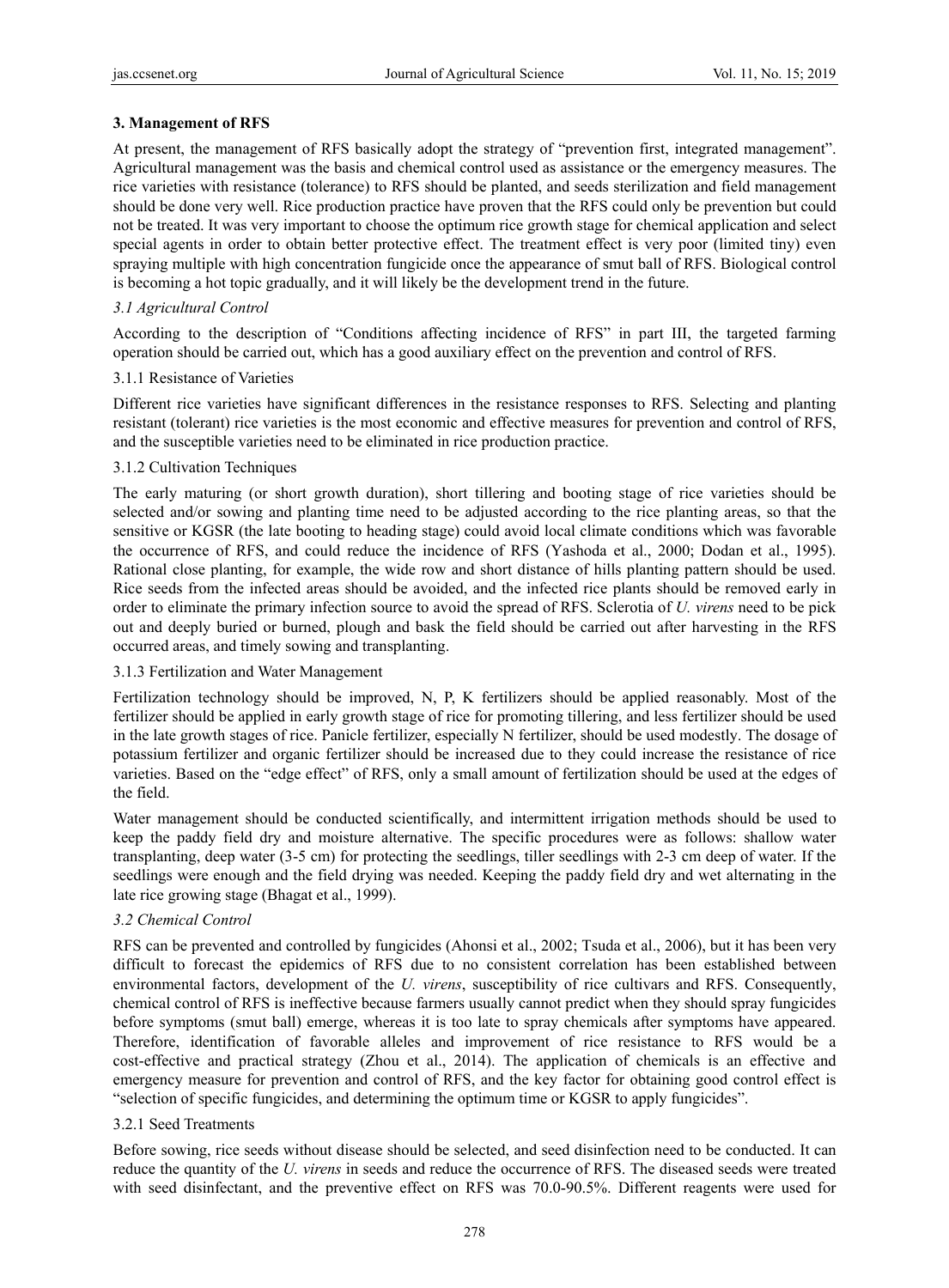### 3. Management of RFS

At present, the management of RFS basically adopt the strategy of "prevention first, integrated management". Agricultural management was the basis and chemical control used as assistance or the emergency measures. The rice varieties with resistance (tolerance) to RFS should be planted, and seeds sterilization and field management should be done very well. Rice production practice have proven that the RFS could only be prevention but could not be treated. It was very important to choose the optimum rice growth stage for chemical application and select special agents in order to obtain better protective effect. The treatment effect is very poor (limited tiny) even spraying multiple with high concentration fungicide once the appearance of smut ball of RFS. Biological control is becoming a hot topic gradually, and it will likely be the development trend in the future.

#### *3.1 Agricultural Control*

According to the description of "Conditions affecting incidence of RFS" in part III, the targeted farming operation should be carried out, which has a good auxiliary effect on the prevention and control of RFS.

##### 3.1.1 Resistance of Varieties

Different rice varieties have significant differences in the resistance responses to RFS. Selecting and planting resistant (tolerant) rice varieties is the most economic and effective measures for prevention and control of RFS, and the susceptible varieties need to be eliminated in rice production practice.

##### 3.1.2 Cultivation Techniques

The early maturing (or short growth duration), short tillering and booting stage of rice varieties should be selected and/or sowing and planting time need to be adjusted according to the rice planting areas, so that the sensitive or KGSR (the late booting to heading stage) could avoid local climate conditions which was favorable the occurrence of RFS, and could reduce the incidence of RFS (Yashoda et al., 2000; Dodan et al., 1995). Rational close planting, for example, the wide row and short distance of hills planting pattern should be used. Rice seeds from the infected areas should be avoided, and the infected rice plants should be removed early in order to eliminate the primary infection source to avoid the spread of RFS. Sclerotia of *U. virens* need to be pick out and deeply buried or burned, plough and bask the field should be carried out after harvesting in the RFS occurred areas, and timely sowing and transplanting.

##### 3.1.3 Fertilization and Water Management

Fertilization technology should be improved, N, P, K fertilizers should be applied reasonably. Most of the fertilizer should be applied in early growth stage of rice for promoting tillering, and less fertilizer should be used in the late growth stages of rice. Panicle fertilizer, especially N fertilizer, should be used modestly. The dosage of potassium fertilizer and organic fertilizer should be increased due to they could increase the resistance of rice varieties. Based on the "edge effect" of RFS, only a small amount of fertilization should be used at the edges of the field.

Water management should be conducted scientifically, and intermittent irrigation methods should be used to keep the paddy field dry and moisture alternative. The specific procedures were as follows: shallow water transplanting, deep water (3-5 cm) for protecting the seedlings, tiller seedlings with 2-3 cm deep of water. If the seedlings were enough and the field drying was needed. Keeping the paddy field dry and wet alternating in the late rice growing stage (Bhagat et al., 1999).

#### *3.2 Chemical Control*

RFS can be prevented and controlled by fungicides (Ahonsi et al., 2002; Tsuda et al., 2006), but it has been very difficult to forecast the epidemics of RFS due to no consistent correlation has been established between environmental factors, development of the *U. virens*, susceptibility of rice cultivars and RFS. Consequently, chemical control of RFS is ineffective because farmers usually cannot predict when they should spray fungicides before symptoms (smut ball) emerge, whereas it is too late to spray chemicals after symptoms have appeared. Therefore, identification of favorable alleles and improvement of rice resistance to RFS would be a cost-effective and practical strategy (Zhou et al., 2014). The application of chemicals is an effective and emergency measure for prevention and control of RFS, and the key factor for obtaining good control effect is "selection of specific fungicides, and determining the optimum time or KGSR to apply fungicides".

##### 3.2.1 Seed Treatments

Before sowing, rice seeds without disease should be selected, and seed disinfection need to be conducted. It can reduce the quantity of the *U. virens* in seeds and reduce the occurrence of RFS. The diseased seeds were treated with seed disinfectant, and the preventive effect on RFS was 70.0-90.5%. Different reagents were used for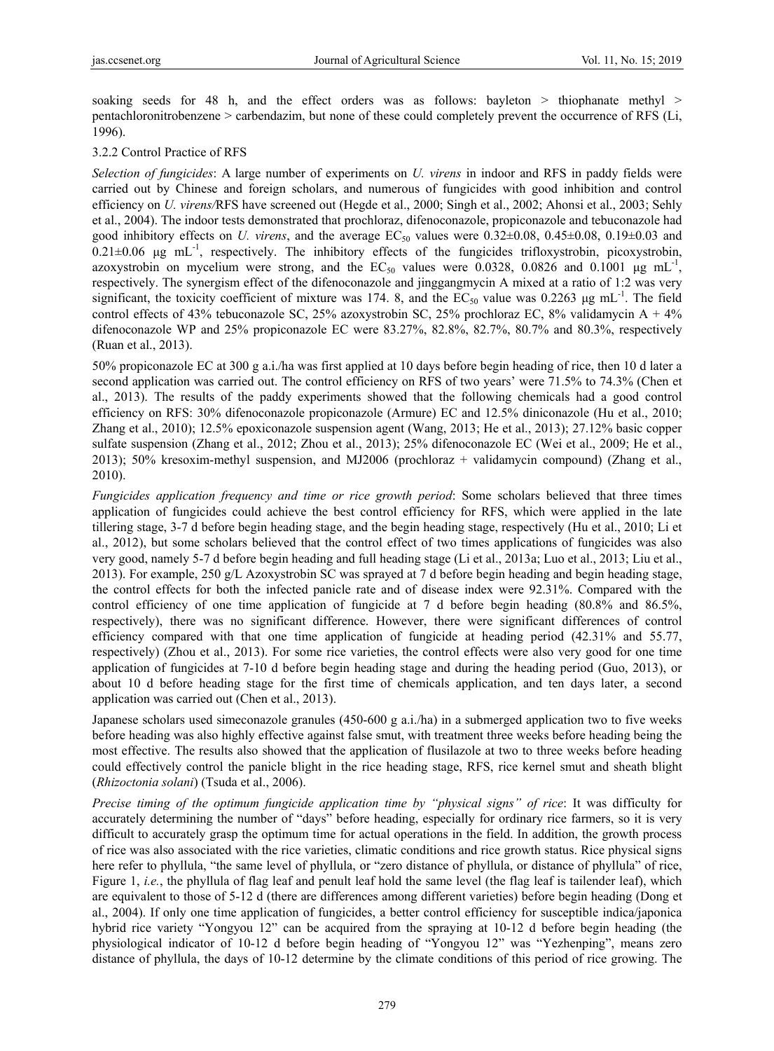soaking seeds for 48 h, and the effect orders was as follows: bayleton > thiophanate methyl > pentachloronitrobenzene > carbendazim, but none of these could completely prevent the occurrence of RFS (Li, 1996).

#### 3.2.2 Control Practice of RFS

*Selection of fungicides*: A large number of experiments on *U. virens* in indoor and RFS in paddy fields were carried out by Chinese and foreign scholars, and numerous of fungicides with good inhibition and control efficiency on *U. virens*/RFS have screened out (Hegde et al., 2000; Singh et al., 2002; Ahonsi et al., 2003; Sehly et al., 2004). The indoor tests demonstrated that prochloraz, difenoconazole, propiconazole and tebuconazole had good inhibitory effects on *U. virens*, and the average $EC_{50}$ values were 0.32±0.08, 0.45±0.08, 0.19±0.03 and 0.21±0.06 μg $mL^{-1}$, respectively. The inhibitory effects of the fungicides trifloxystrobin, picoxystrobin, azoxystrobin on mycelium were strong, and the $EC_{50}$ values were 0.0328, 0.0826 and 0.1001 μg $mL^{-1}$, respectively. The synergism effect of the difenoconazole and jinggangmycin A mixed at a ratio of 1:2 was very significant, the toxicity coefficient of mixture was 174. 8, and the $EC_{50}$ value was 0.2263 μg $mL^{-1}$. The field control effects of 43% tebuconazole SC, 25% azoxystrobin SC, 25% prochloraz EC, 8% validamycin A + 4% difenoconazole WP and 25% propiconazole EC were 83.27%, 82.8%, 82.7%, 80.7% and 80.3%, respectively (Ruan et al., 2013).

50% propiconazole EC at 300 g a.i./ha was first applied at 10 days before begin heading of rice, then 10 d later a second application was carried out. The control efficiency on RFS of two years' were 71.5% to 74.3% (Chen et al., 2013). The results of the paddy experiments showed that the following chemicals had a good control efficiency on RFS: 30% difenoconazole propiconazole (Armure) EC and 12.5% diniconazole (Hu et al., 2010; Zhang et al., 2010); 12.5% epoxiconazole suspension agent (Wang, 2013; He et al., 2013); 27.12% basic copper sulfate suspension (Zhang et al., 2012; Zhou et al., 2013); 25% difenoconazole EC (Wei et al., 2009; He et al., 2013); 50% kresoxim-methyl suspension, and MJ2006 (prochloraz + validamycin compound) (Zhang et al., 2010).

*Fungicides application frequency and time or rice growth period*: Some scholars believed that three times application of fungicides could achieve the best control efficiency for RFS, which were applied in the late tillering stage, 3-7 d before begin heading stage, and the begin heading stage, respectively (Hu et al., 2010; Li et al., 2012), but some scholars believed that the control effect of two times applications of fungicides was also very good, namely 5-7 d before begin heading and full heading stage (Li et al., 2013a; Luo et al., 2013; Liu et al., 2013). For example, 250 g/L Azoxystrobin SC was sprayed at 7 d before begin heading and begin heading stage, the control effects for both the infected panicle rate and of disease index were 92.31%. Compared with the control efficiency of one time application of fungicide at 7 d before begin heading (80.8% and 86.5%, respectively), there was no significant difference. However, there were significant differences of control efficiency compared with that one time application of fungicide at heading period (42.31% and 55.77, respectively) (Zhou et al., 2013). For some rice varieties, the control effects were also very good for one time application of fungicides at 7-10 d before begin heading stage and during the heading period (Guo, 2013), or about 10 d before heading stage for the first time of chemicals application, and ten days later, a second application was carried out (Chen et al., 2013).

Japanese scholars used simeconazole granules (450-600 g a.i./ha) in a submerged application two to five weeks before heading was also highly effective against false smut, with treatment three weeks before heading being the most effective. The results also showed that the application of flusilazole at two to three weeks before heading could effectively control the panicle blight in the rice heading stage, RFS, rice kernel smut and sheath blight (*Rhizoctonia solani*) (Tsuda et al., 2006).

*Precise timing of the optimum fungicide application time by "physical signs" of rice*: It was difficulty for accurately determining the number of "days" before heading, especially for ordinary rice farmers, so it is very difficult to accurately grasp the optimum time for actual operations in the field. In addition, the growth process of rice was also associated with the rice varieties, climatic conditions and rice growth status. Rice physical signs here refer to phyllula, "the same level of phyllula, or "zero distance of phyllula, or distance of phyllula" of rice, Figure 1, *i.e.*, the phyllula of flag leaf and penult leaf hold the same level (the flag leaf is tailender leaf), which are equivalent to those of 5-12 d (there are differences among different varieties) before begin heading (Dong et al., 2004). If only one time application of fungicides, a better control efficiency for susceptible indica/japonica hybrid rice variety "Yongyou 12" can be acquired from the spraying at 10-12 d before begin heading (the physiological indicator of 10-12 d before begin heading of "Yongyou 12" was "Yezhenping", means zero distance of phyllula, the days of 10-12 determine by the climate conditions of this period of rice growing. The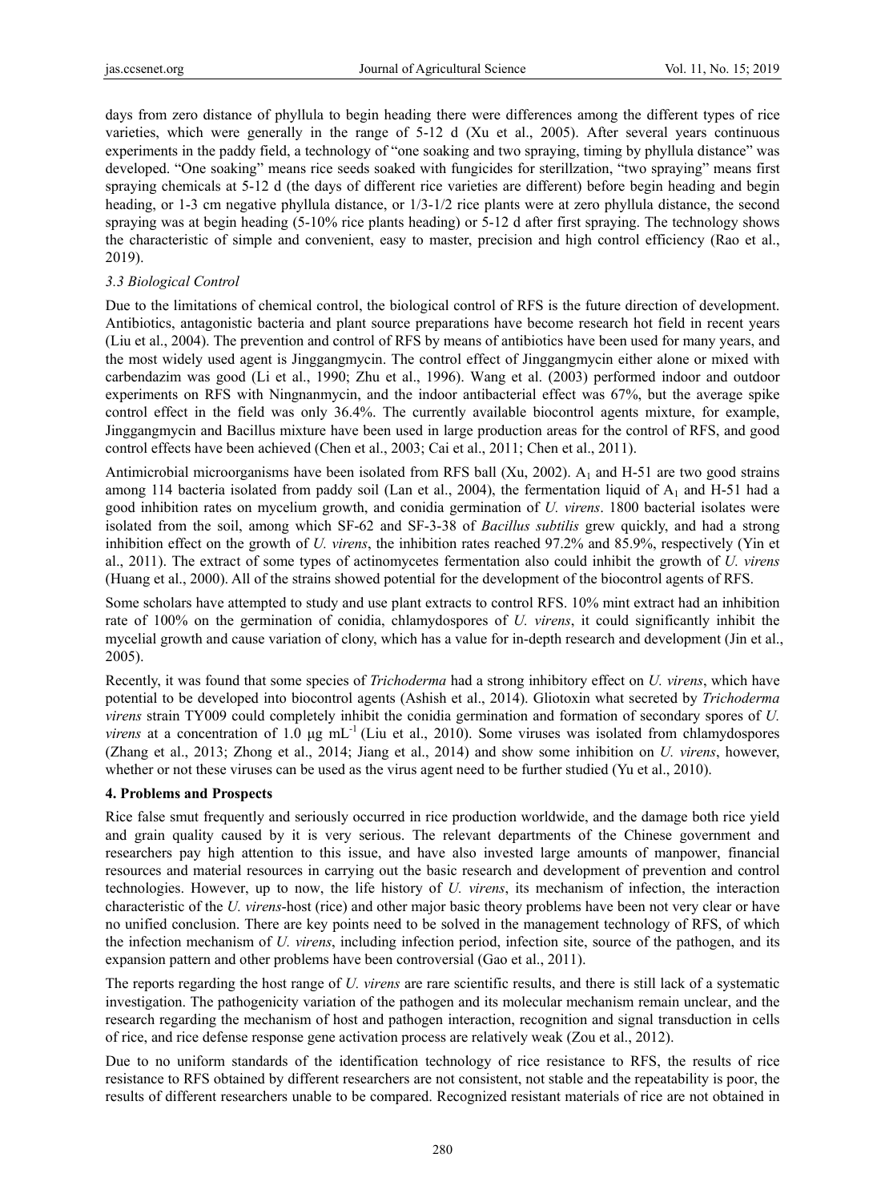days from zero distance of phyllula to begin heading there were differences among the different types of rice varieties, which were generally in the range of 5-12 d (Xu et al., 2005). After several years continuous experiments in the paddy field, a technology of "one soaking and two spraying, timing by phyllula distance" was developed. "One soaking" means rice seeds soaked with fungicides for sterillzation, "two spraying" means first spraying chemicals at 5-12 d (the days of different rice varieties are different) before begin heading and begin heading, or 1-3 cm negative phyllula distance, or 1/3-1/2 rice plants were at zero phyllula distance, the second spraying was at begin heading (5-10% rice plants heading) or 5-12 d after first spraying. The technology shows the characteristic of simple and convenient, easy to master, precision and high control efficiency (Rao et al., 2019).

### *3.3 Biological Control*

Due to the limitations of chemical control, the biological control of RFS is the future direction of development. Antibiotics, antagonistic bacteria and plant source preparations have become research hot field in recent years (Liu et al., 2004). The prevention and control of RFS by means of antibiotics have been used for many years, and the most widely used agent is Jinggangmycin. The control effect of Jinggangmycin either alone or mixed with carbendazim was good (Li et al., 1990; Zhu et al., 1996). Wang et al. (2003) performed indoor and outdoor experiments on RFS with Ningnanmycin, and the indoor antibacterial effect was 67%, but the average spike control effect in the field was only 36.4%. The currently available biocontrol agents mixture, for example, Jinggangmycin and Bacillus mixture have been used in large production areas for the control of RFS, and good control effects have been achieved (Chen et al., 2003; Cai et al., 2011; Chen et al., 2011).

Antimicrobial microorganisms have been isolated from RFS ball (Xu, 2002). $A_1$ and H-51 are two good strains among 114 bacteria isolated from paddy soil (Lan et al., 2004), the fermentation liquid of $A_1$ and H-51 had a good inhibition rates on mycelium growth, and conidia germination of *U. virens*. 1800 bacterial isolates were isolated from the soil, among which SF-62 and SF-3-38 of *Bacillus subtilis* grew quickly, and had a strong inhibition effect on the growth of *U. virens*, the inhibition rates reached 97.2% and 85.9%, respectively (Yin et al., 2011). The extract of some types of actinomycetes fermentation also could inhibit the growth of *U. virens* (Huang et al., 2000). All of the strains showed potential for the development of the biocontrol agents of RFS.

Some scholars have attempted to study and use plant extracts to control RFS. 10% mint extract had an inhibition rate of 100% on the germination of conidia, chlamydospores of *U. virens*, it could significantly inhibit the mycelial growth and cause variation of clony, which has a value for in-depth research and development (Jin et al., 2005).

Recently, it was found that some species of *Trichoderma* had a strong inhibitory effect on *U. virens*, which have potential to be developed into biocontrol agents (Ashish et al., 2014). Gliotoxin what secreted by *Trichoderma virens* strain TY009 could completely inhibit the conidia germination and formation of secondary spores of *U. virens* at a concentration of 1.0 μg $mL^{-1}$ (Liu et al., 2010). Some viruses was isolated from chlamydospores (Zhang et al., 2013; Zhong et al., 2014; Jiang et al., 2014) and show some inhibition on *U. virens*, however, whether or not these viruses can be used as the virus agent need to be further studied (Yu et al., 2010).

## 4. Problems and Prospects

Rice false smut frequently and seriously occurred in rice production worldwide, and the damage both rice yield and grain quality caused by it is very serious. The relevant departments of the Chinese government and researchers pay high attention to this issue, and have also invested large amounts of manpower, financial resources and material resources in carrying out the basic research and development of prevention and control technologies. However, up to now, the life history of *U. virens*, its mechanism of infection, the interaction characteristic of the *U. virens*-host (rice) and other major basic theory problems have been not very clear or have no unified conclusion. There are key points need to be solved in the management technology of RFS, of which the infection mechanism of *U. virens*, including infection period, infection site, source of the pathogen, and its expansion pattern and other problems have been controversial (Gao et al., 2011).

The reports regarding the host range of *U. virens* are rare scientific results, and there is still lack of a systematic investigation. The pathogenicity variation of the pathogen and its molecular mechanism remain unclear, and the research regarding the mechanism of host and pathogen interaction, recognition and signal transduction in cells of rice, and rice defense response gene activation process are relatively weak (Zou et al., 2012).

Due to no uniform standards of the identification technology of rice resistance to RFS, the results of rice resistance to RFS obtained by different researchers are not consistent, not stable and the repeatability is poor, the results of different researchers unable to be compared. Recognized resistant materials of rice are not obtained in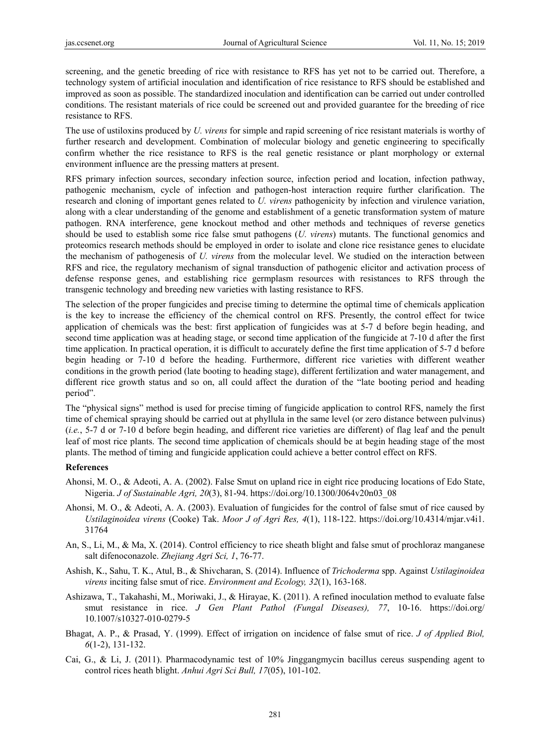screening, and the genetic breeding of rice with resistance to RFS has yet not to be carried out. Therefore, a technology system of artificial inoculation and identification of rice resistance to RFS should be established and improved as soon as possible. The standardized inoculation and identification can be carried out under controlled conditions. The resistant materials of rice could be screened out and provided guarantee for the breeding of rice resistance to RFS.

The use of ustiloxins produced by *U. virens* for simple and rapid screening of rice resistant materials is worthy of further research and development. Combination of molecular biology and genetic engineering to specifically confirm whether the rice resistance to RFS is the real genetic resistance or plant morphology or external environment influence are the pressing matters at present.

RFS primary infection sources, secondary infection source, infection period and location, infection pathway, pathogenic mechanism, cycle of infection and pathogen-host interaction require further clarification. The research and cloning of important genes related to *U. virens* pathogenicity by infection and virulence variation, along with a clear understanding of the genome and establishment of a genetic transformation system of mature pathogen. RNA interference, gene knockout method and other methods and techniques of reverse genetics should be used to establish some rice false smut pathogens (*U. virens*) mutants. The functional genomics and proteomics research methods should be employed in order to isolate and clone rice resistance genes to elucidate the mechanism of pathogenesis of *U. virens* from the molecular level. We studied on the interaction between RFS and rice, the regulatory mechanism of signal transduction of pathogenic elicitor and activation process of defense response genes, and establishing rice germplasm resources with resistances to RFS through the transgenic technology and breeding new varieties with lasting resistance to RFS.

The selection of the proper fungicides and precise timing to determine the optimal time of chemicals application is the key to increase the efficiency of the chemical control on RFS. Presently, the control effect for twice application of chemicals was the best: first application of fungicides was at 5-7 d before begin heading, and second time application was at heading stage, or second time application of the fungicide at 7-10 d after the first time application. In practical operation, it is difficult to accurately define the first time application of 5-7 d before begin heading or 7-10 d before the heading. Furthermore, different rice varieties with different weather conditions in the growth period (late booting to heading stage), different fertilization and water management, and different rice growth status and so on, all could affect the duration of the "late booting period and heading period".

The "physical signs" method is used for precise timing of fungicide application to control RFS, namely the first time of chemical spraying should be carried out at phyllula in the same level (or zero distance between pulvinus) (*i.e.*, 5-7 d or 7-10 d before begin heading, and different rice varieties are different) of flag leaf and the penult leaf of most rice plants. The second time application of chemicals should be at begin heading stage of the most plants. The method of timing and fungicide application could achieve a better control effect on RFS.

**References**

Ahonsi, M. O., & Adeoti, A. A. (2002). False Smut on upland rice in eight rice producing locations of Edo State, Nigeria. *J of Sustainable Agri, 20*(3), 81-94. https://doi.org/10.1300/J064v20n03_08

Ahonsi, M. O., & Adeoti, A. A. (2003). Evaluation of fungicides for the control of false smut of rice caused by *Ustilaginoidea virens* (Cooke) Tak. *Moor J of Agri Res, 4*(1), 118-122. https://doi.org/10.4314/mjar.v4i1.31764

An, S., Li, M., & Ma, X. (2014). Control efficiency to rice sheath blight and false smut of prochloraz manganese salt difenoconazole. *Zhejiang Agri Sci, 1*, 76-77.

Ashish, K., Sahu, T. K., Atul, B., & Shivcharan, S. (2014). Influence of *Trichoderma* spp. Against *Ustilaginoidea virens* inciting false smut of rice. *Environment and Ecology, 32*(1), 163-168.

Ashizawa, T., Takahashi, M., Moriwaki, J., & Hirayae, K. (2011). A refined inoculation method to evaluate false smut resistance in rice. *J Gen Plant Pathol (Fungal Diseases), 77*, 10-16. https://doi.org/10.1007/s10327-010-0279-5

Bhagat, A. P., & Prasad, Y. (1999). Effect of irrigation on incidence of false smut of rice. *J of Applied Biol, 6*(1-2), 131-132.

Cai, G., & Li, J. (2011). Pharmacodynamic test of 10% Jinggangmycin bacillus cereus suspending agent to control rices heath blight. *Anhui Agri Sci Bull, 17*(05), 101-102.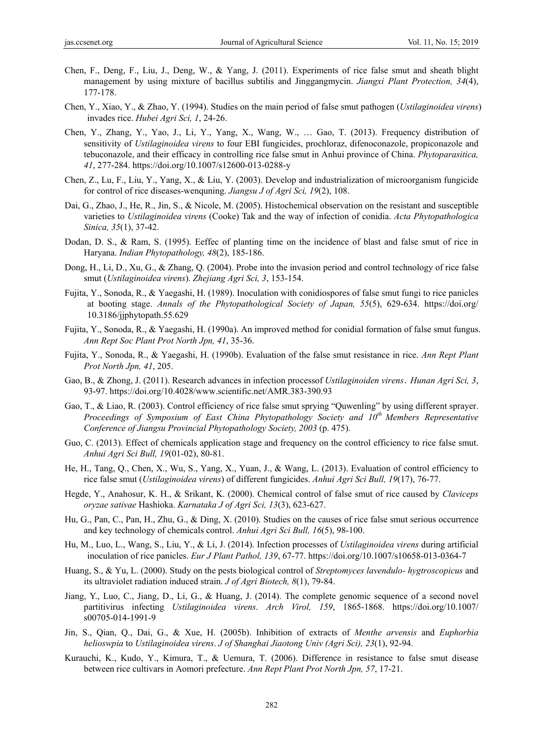Chen, F., Deng, F., Liu, J., Deng, W., & Yang, J. (2011). Experiments of rice false smut and sheath blight management by using mixture of bacillus subtilis and Jinggangmycin. *Jiangxi Plant Protection, 34*(4), 177-178.

Chen, Y., Xiao, Y., & Zhao, Y. (1994). Studies on the main period of false smut pathogen (*Ustilaginoidea virens*) invades rice. *Hubei Agri Sci, 1*, 24-26.

Chen, Y., Zhang, Y., Yao, J., Li, Y., Yang, X., Wang, W., … Gao, T. (2013). Frequency distribution of sensitivity of *Ustilaginoidea virens* to four EBI fungicides, prochloraz, difenoconazole, propiconazole and tebuconazole, and their efficacy in controlling rice false smut in Anhui province of China. *Phytoparasitica, 41*, 277-284. https://doi.org/10.1007/s12600-013-0288-y

Chen, Z., Lu, F., Liu, Y., Yang, X., & Liu, Y. (2003). Develop and industrialization of microorganism fungicide for control of rice diseases-wenquning. *Jiangsu J of Agri Sci, 19*(2), 108.

Dai, G., Zhao, J., He, R., Jin, S., & Nicole, M. (2005). Histochemical observation on the resistant and susceptible varieties to *Ustilaginoidea virens* (Cooke) Tak and the way of infection of conidia. *Acta Phytopathologica Sinica, 35*(1), 37-42.

Dodan, D. S., & Ram, S. (1995). Eeffec of planting time on the incidence of blast and false smut of rice in Haryana. *Indian Phytopathology, 48*(2), 185-186.

Dong, H., Li, D., Xu, G., & Zhang, Q. (2004). Probe into the invasion period and control technology of rice false smut (*Ustilaginoidea virens*). *Zhejiang Agri Sci, 3*, 153-154.

Fujita, Y., Sonoda, R., & Yaegashi, H. (1989). Inoculation with conidiospores of false smut fungi to rice panicles at booting stage. *Annals of the Phytopathological Society of Japan, 55*(5), 629-634. https://doi.org/10.3186/jjphytopath.55.629

Fujita, Y., Sonoda, R., & Yaegashi, H. (1990a). An improved method for conidial formation of false smut fungus. *Ann Rept Soc Plant Prot North Jpn, 41*, 35-36.

Fujita, Y., Sonoda, R., & Yaegashi, H. (1990b). Evaluation of the false smut resistance in rice. *Ann Rept Plant Prot North Jpn, 41*, 205.

Gao, B., & Zhong, J. (2011). Research advances in infection processof *Ustilaginoiden virens*. *Hunan Agri Sci, 3*, 93-97. https://doi.org/10.4028/www.scientific.net/AMR.383-390.93

Gao, T., & Liao, R. (2003). Control efficiency of rice false smut sprying "Quwenling" by using different sprayer. *Proceedings of Symposium of East China Phytopathology Society and 10th Members Representative Conference of Jiangsu Provincial Phytopathology Society, 2003* (p. 475).

Guo, C. (2013). Effect of chemicals application stage and frequency on the control efficiency to rice false smut. *Anhui Agri Sci Bull, 19*(01-02), 80-81.

He, H., Tang, Q., Chen, X., Wu, S., Yang, X., Yuan, J., & Wang, L. (2013). Evaluation of control efficiency to rice false smut (*Ustilaginoidea virens*) of different fungicides. *Anhui Agri Sci Bull, 19*(17), 76-77.

Hegde, Y., Anahosur, K. H., & Srikant, K. (2000). Chemical control of false smut of rice caused by *Claviceps oryzae sativae* Hashioka. *Karnataka J of Agri Sci, 13*(3), 623-627.

Hu, G., Pan, C., Pan, H., Zhu, G., & Ding, X. (2010). Studies on the causes of rice false smut serious occurrence and key technology of chemicals control. *Anhui Agri Sci Bull, 16*(5), 98-100.

Hu, M., Luo, L., Wang, S., Liu, Y., & Li, J. (2014). Infection processes of *Ustilaginoidea virens* during artificial inoculation of rice panicles. *Eur J Plant Pathol, 139*, 67-77. https://doi.org/10.1007/s10658-013-0364-7

Huang, S., & Yu, L. (2000). Study on the pests biological control of *Streptomyces lavendulo- hygtroscopicus* and its ultraviolet radiation induced strain. *J of Agri Biotech, 8*(1), 79-84.

Jiang, Y., Luo, C., Jiang, D., Li, G., & Huang, J. (2014). The complete genomic sequence of a second novel partitivirus infecting *Ustilaginoidea virens*. *Arch Virol, 159*, 1865-1868. https://doi.org/10.1007/s00705-014-1991-9

Jin, S., Qian, Q., Dai, G., & Xue, H. (2005b). Inhibition of extracts of *Menthe arvensis* and *Euphorbia helioswpia* to *Ustilaginoidea virens*. *J of Shanghai Jiaotong Univ (Agri Sci), 23*(1), 92-94.

Kurauchi, K., Kudo, Y., Kimura, T., & Uemura, T. (2006). Difference in resistance to false smut disease between rice cultivars in Aomori prefecture. *Ann Rept Plant Prot North Jpn, 57*, 17-21.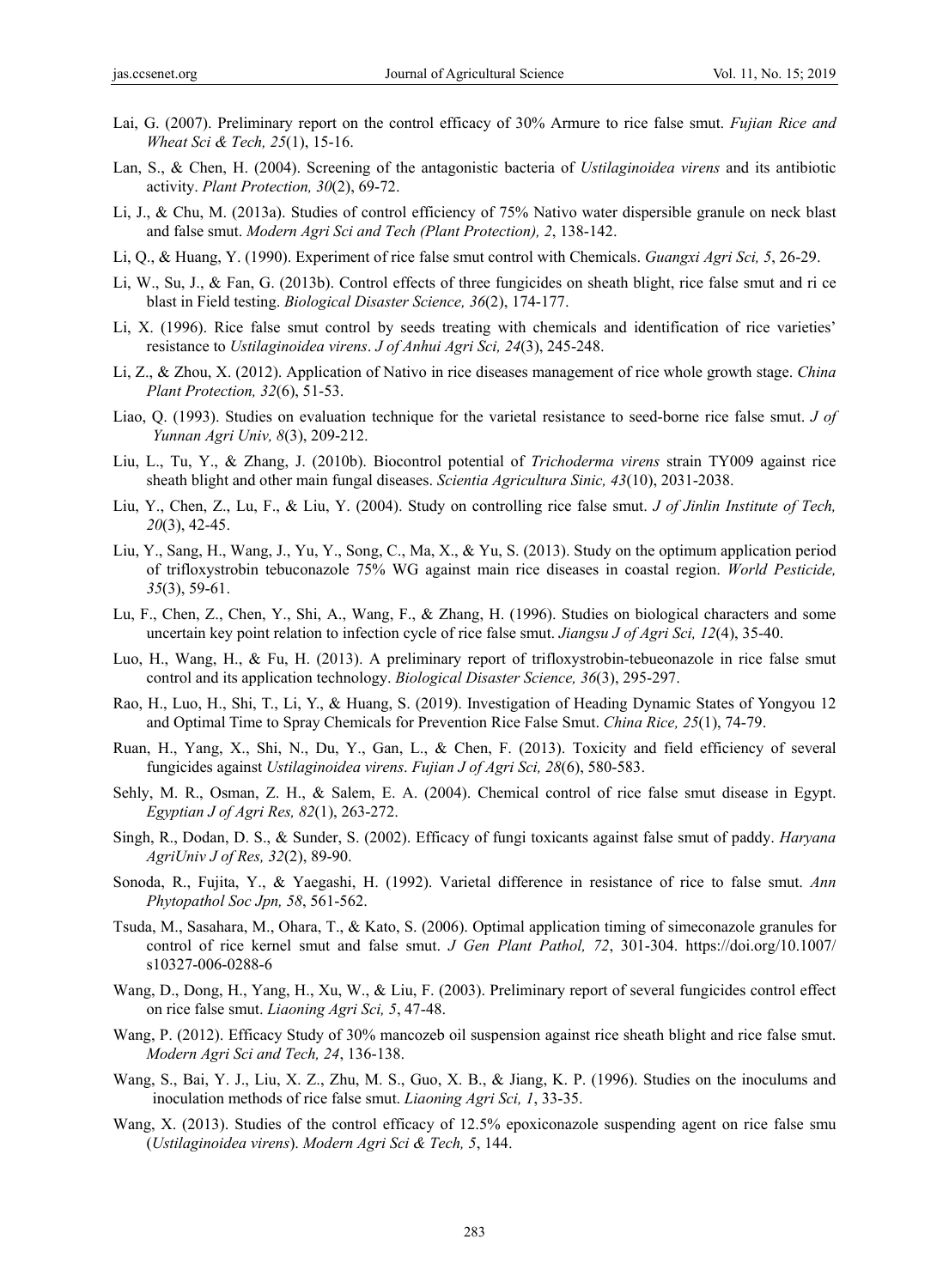Lai, G. (2007). Preliminary report on the control efficacy of 30% Armure to rice false smut. *Fujian Rice and Wheat Sci & Tech, 25*(1), 15-16.

Lan, S., & Chen, H. (2004). Screening of the antagonistic bacteria of *Ustilaginoidea virens* and its antibiotic activity. *Plant Protection, 30*(2), 69-72.

Li, J., & Chu, M. (2013a). Studies of control efficiency of 75% Nativo water dispersible granule on neck blast and false smut. *Modern Agri Sci and Tech (Plant Protection), 2*, 138-142.

Li, Q., & Huang, Y. (1990). Experiment of rice false smut control with Chemicals. *Guangxi Agri Sci, 5*, 26-29.

Li, W., Su, J., & Fan, G. (2013b). Control effects of three fungicides on sheath blight, rice false smut and ri ce blast in Field testing. *Biological Disaster Science, 36*(2), 174-177.

Li, X. (1996). Rice false smut control by seeds treating with chemicals and identification of rice varieties' resistance to *Ustilaginoidea virens*. *J of Anhui Agri Sci, 24*(3), 245-248.

Li, Z., & Zhou, X. (2012). Application of Nativo in rice diseases management of rice whole growth stage. *China Plant Protection, 32*(6), 51-53.

Liao, Q. (1993). Studies on evaluation technique for the varietal resistance to seed-borne rice false smut. *J of Yunnan Agri Univ, 8*(3), 209-212.

Liu, L., Tu, Y., & Zhang, J. (2010b). Biocontrol potential of *Trichoderma virens* strain TY009 against rice sheath blight and other main fungal diseases. *Scientia Agricultura Sinic, 43*(10), 2031-2038.

Liu, Y., Chen, Z., Lu, F., & Liu, Y. (2004). Study on controlling rice false smut. *J of Jinlin Institute of Tech, 20*(3), 42-45.

Liu, Y., Sang, H., Wang, J., Yu, Y., Song, C., Ma, X., & Yu, S. (2013). Study on the optimum application period of trifloxystrobin tebuconazole 75% WG against main rice diseases in coastal region. *World Pesticide, 35*(3), 59-61.

Lu, F., Chen, Z., Chen, Y., Shi, A., Wang, F., & Zhang, H. (1996). Studies on biological characters and some uncertain key point relation to infection cycle of rice false smut. *Jiangsu J of Agri Sci, 12*(4), 35-40.

Luo, H., Wang, H., & Fu, H. (2013). A preliminary report of trifloxystrobin-tebueonazole in rice false smut control and its application technology. *Biological Disaster Science, 36*(3), 295-297.

Rao, H., Luo, H., Shi, T., Li, Y., & Huang, S. (2019). Investigation of Heading Dynamic States of Yongyou 12 and Optimal Time to Spray Chemicals for Prevention Rice False Smut. *China Rice, 25*(1), 74-79.

Ruan, H., Yang, X., Shi, N., Du, Y., Gan, L., & Chen, F. (2013). Toxicity and field efficiency of several fungicides against *Ustilaginoidea virens*. *Fujian J of Agri Sci, 28*(6), 580-583.

Sehly, M. R., Osman, Z. H., & Salem, E. A. (2004). Chemical control of rice false smut disease in Egypt. *Egyptian J of Agri Res, 82*(1), 263-272.

Singh, R., Dodan, D. S., & Sunder, S. (2002). Efficacy of fungi toxicants against false smut of paddy. *Haryana AgriUniv J of Res, 32*(2), 89-90.

Sonoda, R., Fujita, Y., & Yaegashi, H. (1992). Varietal difference in resistance of rice to false smut. *Ann Phytopathol Soc Jpn, 58*, 561-562.

Tsuda, M., Sasahara, M., Ohara, T., & Kato, S. (2006). Optimal application timing of simeconazole granules for control of rice kernel smut and false smut. *J Gen Plant Pathol, 72*, 301-304. https://doi.org/10.1007/s10327-006-0288-6

Wang, D., Dong, H., Yang, H., Xu, W., & Liu, F. (2003). Preliminary report of several fungicides control effect on rice false smut. *Liaoning Agri Sci, 5*, 47-48.

Wang, P. (2012). Efficacy Study of 30% mancozeb oil suspension against rice sheath blight and rice false smut. *Modern Agri Sci and Tech, 24*, 136-138.

Wang, S., Bai, Y. J., Liu, X. Z., Zhu, M. S., Guo, X. B., & Jiang, K. P. (1996). Studies on the inoculums and inoculation methods of rice false smut. *Liaoning Agri Sci, 1*, 33-35.

Wang, X. (2013). Studies of the control efficacy of 12.5% epoxiconazole suspending agent on rice false smu (*Ustilaginoidea virens*). *Modern Agri Sci & Tech, 5*, 144.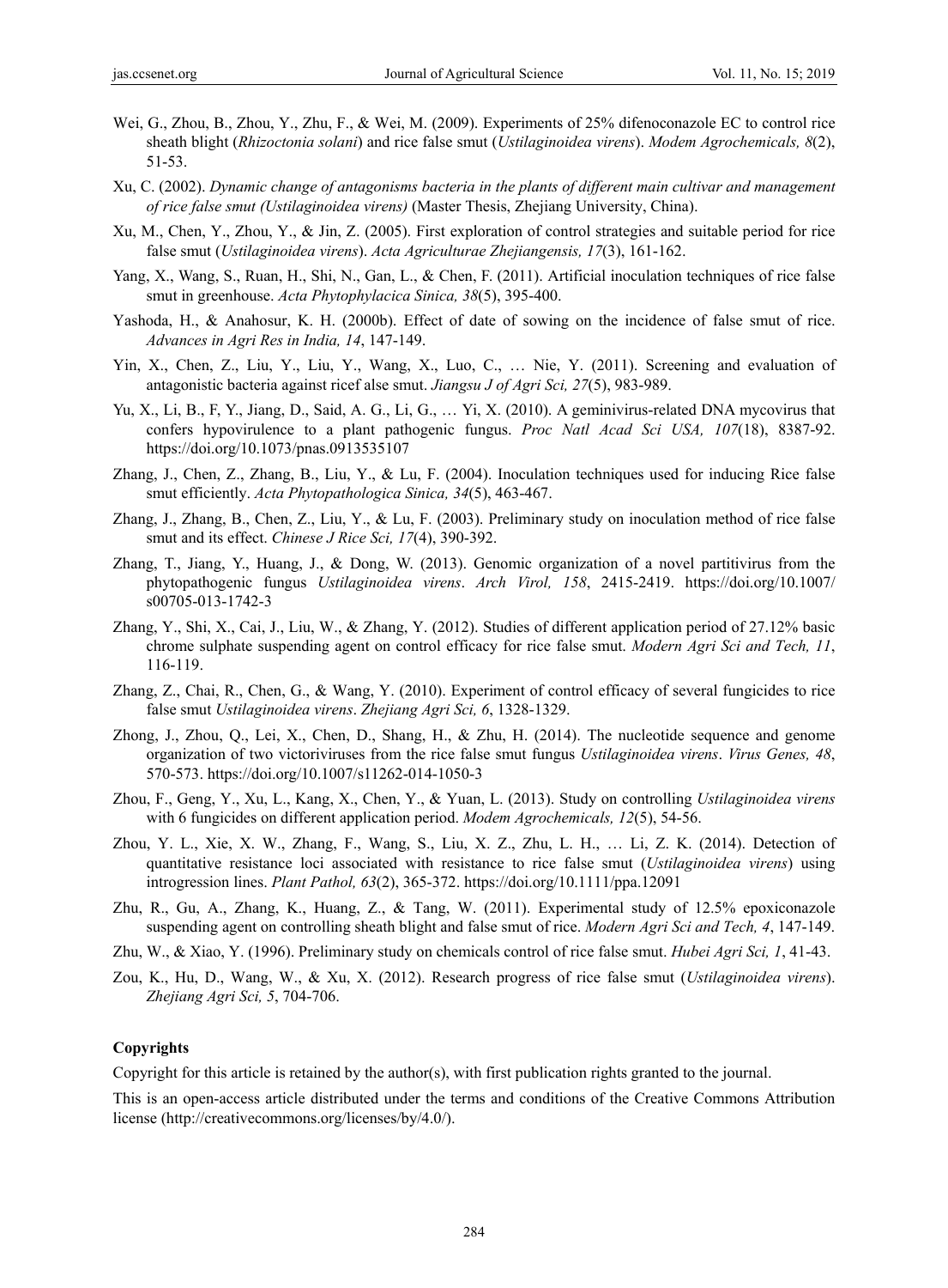Wei, G., Zhou, B., Zhou, Y., Zhu, F., & Wei, M. (2009). Experiments of 25% difenoconazole EC to control rice sheath blight (*Rhizoctonia solani*) and rice false smut (*Ustilaginoidea virens*). *Modem Agrochemicals, 8*(2), 51-53.

Xu, C. (2002). *Dynamic change of antagonisms bacteria in the plants of different main cultivar and management of rice false smut (Ustilaginoidea virens)* (Master Thesis, Zhejiang University, China).

Xu, M., Chen, Y., Zhou, Y., & Jin, Z. (2005). First exploration of control strategies and suitable period for rice false smut (*Ustilaginoidea virens*). *Acta Agriculturae Zhejiangensis, 17*(3), 161-162.

Yang, X., Wang, S., Ruan, H., Shi, N., Gan, L., & Chen, F. (2011). Artificial inoculation techniques of rice false smut in greenhouse. *Acta Phytophylacica Sinica, 38*(5), 395-400.

Yashoda, H., & Anahosur, K. H. (2000b). Effect of date of sowing on the incidence of false smut of rice. *Advances in Agri Res in India, 14*, 147-149.

Yin, X., Chen, Z., Liu, Y., Liu, Y., Wang, X., Luo, C., … Nie, Y. (2011). Screening and evaluation of antagonistic bacteria against ricef alse smut. *Jiangsu J of Agri Sci, 27*(5), 983-989.

Yu, X., Li, B., F, Y., Jiang, D., Said, A. G., Li, G., … Yi, X. (2010). A geminivirus-related DNA mycovirus that confers hypovirulence to a plant pathogenic fungus. *Proc Natl Acad Sci USA, 107*(18), 8387-92. https://doi.org/10.1073/pnas.0913535107

Zhang, J., Chen, Z., Zhang, B., Liu, Y., & Lu, F. (2004). Inoculation techniques used for inducing Rice false smut efficiently. *Acta Phytopathologica Sinica, 34*(5), 463-467.

Zhang, J., Zhang, B., Chen, Z., Liu, Y., & Lu, F. (2003). Preliminary study on inoculation method of rice false smut and its effect. *Chinese J Rice Sci, 17*(4), 390-392.

Zhang, T., Jiang, Y., Huang, J., & Dong, W. (2013). Genomic organization of a novel partitivirus from the phytopathogenic fungus *Ustilaginoidea virens*. *Arch Virol, 158*, 2415-2419. https://doi.org/10.1007/s00705-013-1742-3

Zhang, Y., Shi, X., Cai, J., Liu, W., & Zhang, Y. (2012). Studies of different application period of 27.12% basic chrome sulphate suspending agent on control efficacy for rice false smut. *Modern Agri Sci and Tech, 11*, 116-119.

Zhang, Z., Chai, R., Chen, G., & Wang, Y. (2010). Experiment of control efficacy of several fungicides to rice false smut *Ustilaginoidea virens*. *Zhejiang Agri Sci, 6*, 1328-1329.

Zhong, J., Zhou, Q., Lei, X., Chen, D., Shang, H., & Zhu, H. (2014). The nucleotide sequence and genome organization of two victoriviruses from the rice false smut fungus *Ustilaginoidea virens*. *Virus Genes, 48*, 570-573. https://doi.org/10.1007/s11262-014-1050-3

Zhou, F., Geng, Y., Xu, L., Kang, X., Chen, Y., & Yuan, L. (2013). Study on controlling *Ustilaginoidea virens* with 6 fungicides on different application period. *Modem Agrochemicals, 12*(5), 54-56.

Zhou, Y. L., Xie, X. W., Zhang, F., Wang, S., Liu, X. Z., Zhu, L. H., … Li, Z. K. (2014). Detection of quantitative resistance loci associated with resistance to rice false smut (*Ustilaginoidea virens*) using introgression lines. *Plant Pathol, 63*(2), 365-372. https://doi.org/10.1111/ppa.12091

Zhu, R., Gu, A., Zhang, K., Huang, Z., & Tang, W. (2011). Experimental study of 12.5% epoxiconazole suspending agent on controlling sheath blight and false smut of rice. *Modern Agri Sci and Tech, 4*, 147-149.

Zhu, W., & Xiao, Y. (1996). Preliminary study on chemicals control of rice false smut. *Hubei Agri Sci, 1*, 41-43.

Zou, K., Hu, D., Wang, W., & Xu, X. (2012). Research progress of rice false smut (*Ustilaginoidea virens*). *Zhejiang Agri Sci, 5*, 704-706.

**Copyrights**

Copyright for this article is retained by the author(s), with first publication rights granted to the journal.

This is an open-access article distributed under the terms and conditions of the Creative Commons Attribution license (http://creativecommons.org/licenses/by/4.0/).